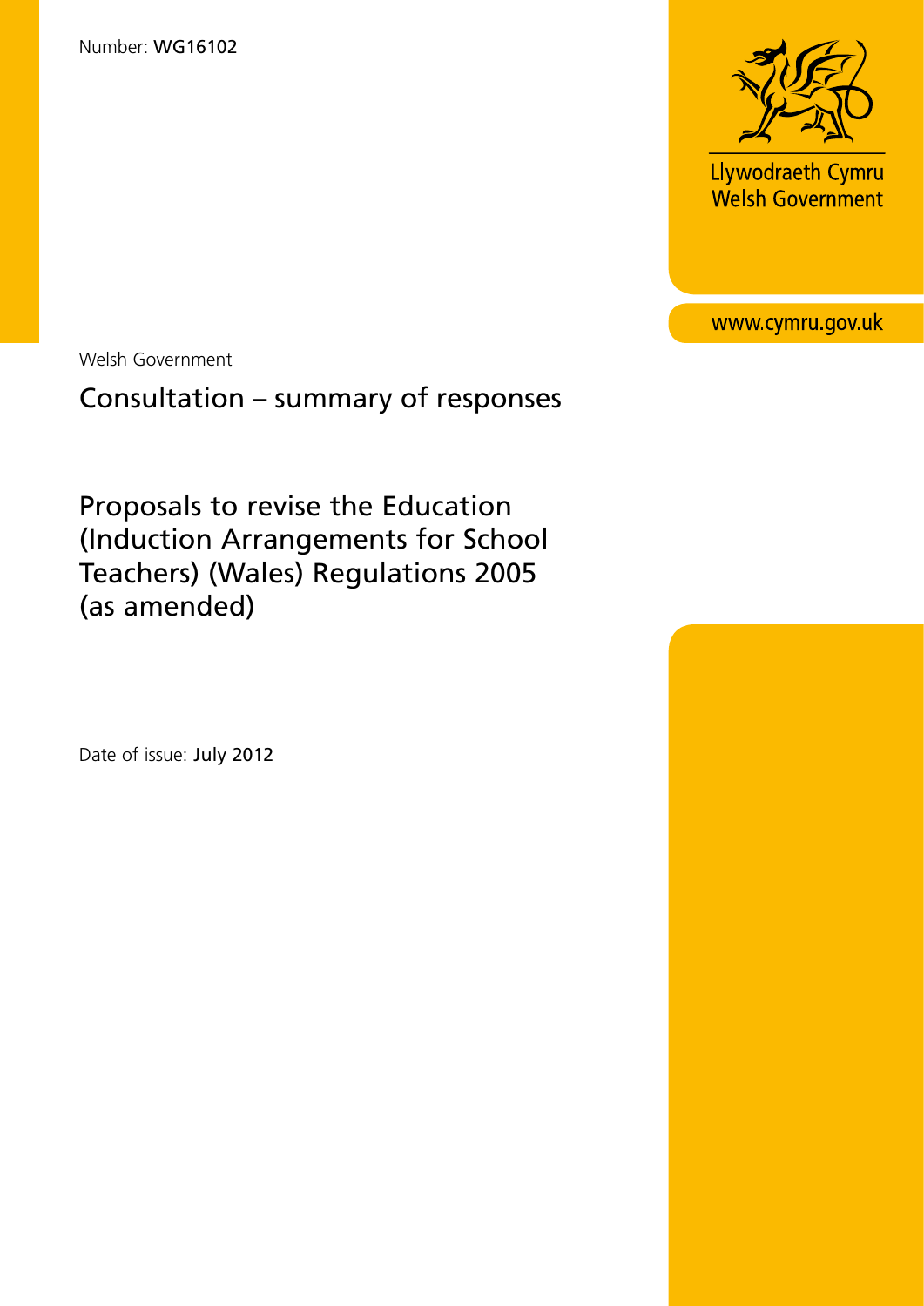Number: **WG16102**

Llywodraeth Cymru
Welsh Government

www.cymru.gov.uk

Welsh Government

# Consultation – summary of responses

## Proposals to revise the Education (Induction Arrangements for School Teachers) (Wales) Regulations 2005 (as amended)

Date of issue: **July 2012**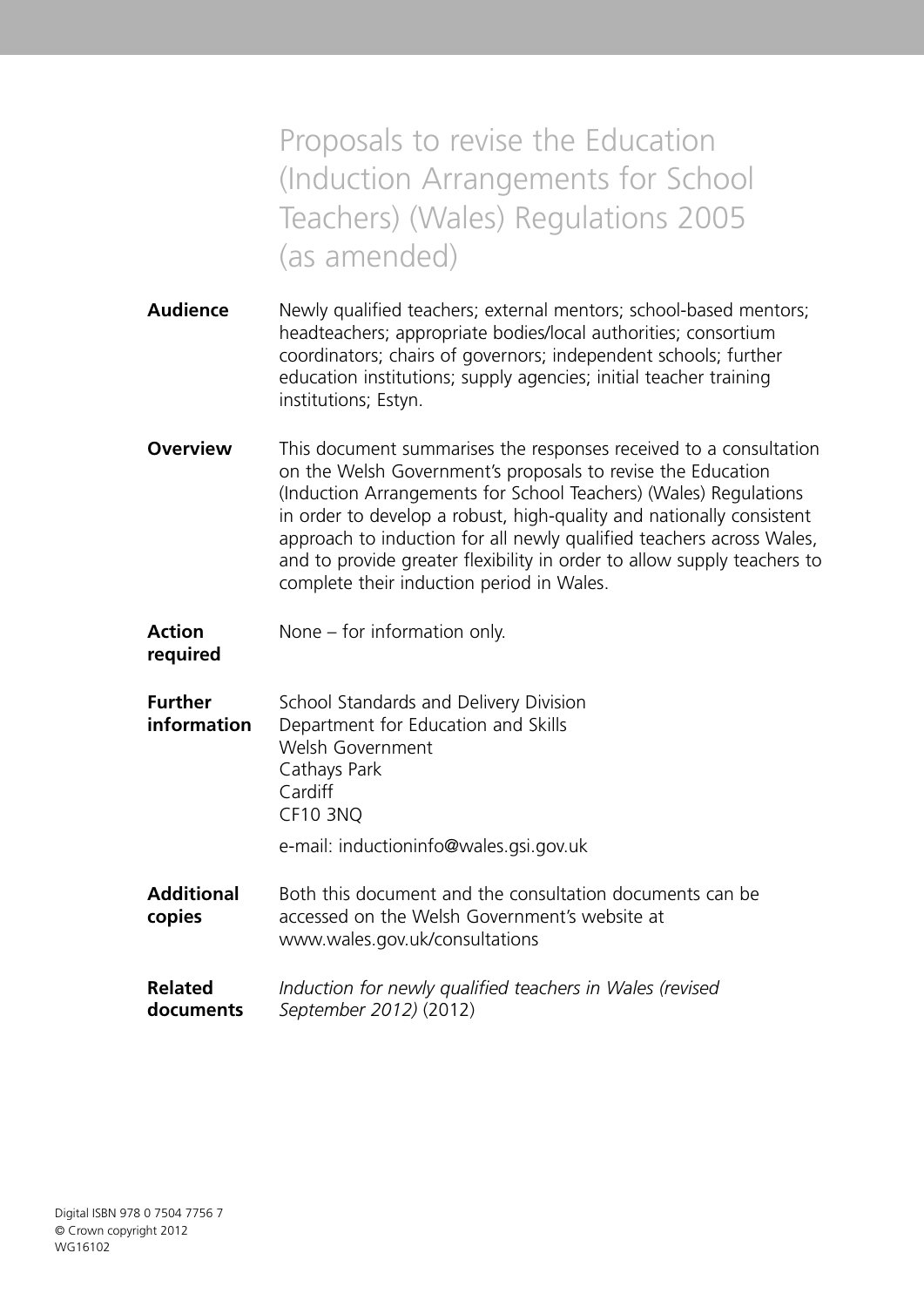# Proposals to revise the Education (Induction Arrangements for School Teachers) (Wales) Regulations 2005 (as amended)

**Audience** Newly qualified teachers; external mentors; school-based mentors; headteachers; appropriate bodies/local authorities; consortium coordinators; chairs of governors; independent schools; further education institutions; supply agencies; initial teacher training institutions; Estyn.

**Overview** This document summarises the responses received to a consultation on the Welsh Government's proposals to revise the Education (Induction Arrangements for School Teachers) (Wales) Regulations in order to develop a robust, high-quality and nationally consistent approach to induction for all newly qualified teachers across Wales, and to provide greater flexibility in order to allow supply teachers to complete their induction period in Wales.

**Action required** None – for information only.

**Further information** School Standards and Delivery Division
Department for Education and Skills
Welsh Government
Cathays Park
Cardiff
CF10 3NQ

e-mail: inductioninfo@wales.gsi.gov.uk

**Additional copies** Both this document and the consultation documents can be accessed on the Welsh Government's website at www.wales.gov.uk/consultations

**Related documents** *Induction for newly qualified teachers in Wales (revised September 2012)* (2012)

Digital ISBN 978 0 7504 7756 7
© Crown copyright 2012
WG16102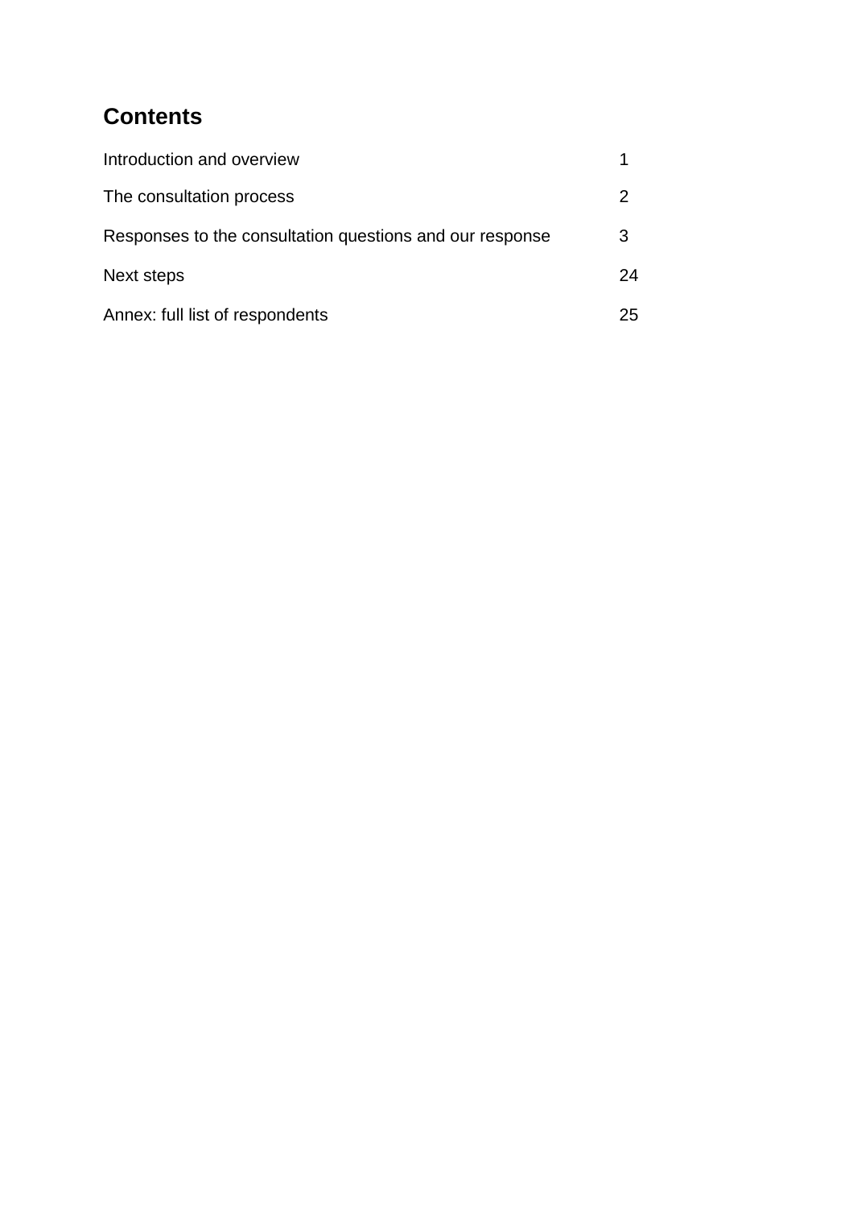## Contents

| | |
|---|---|
| Introduction and overview | 1 |
| The consultation process | 2 |
| Responses to the consultation questions and our response | 3 |
| Next steps | 24 |
| Annex: full list of respondents | 25 |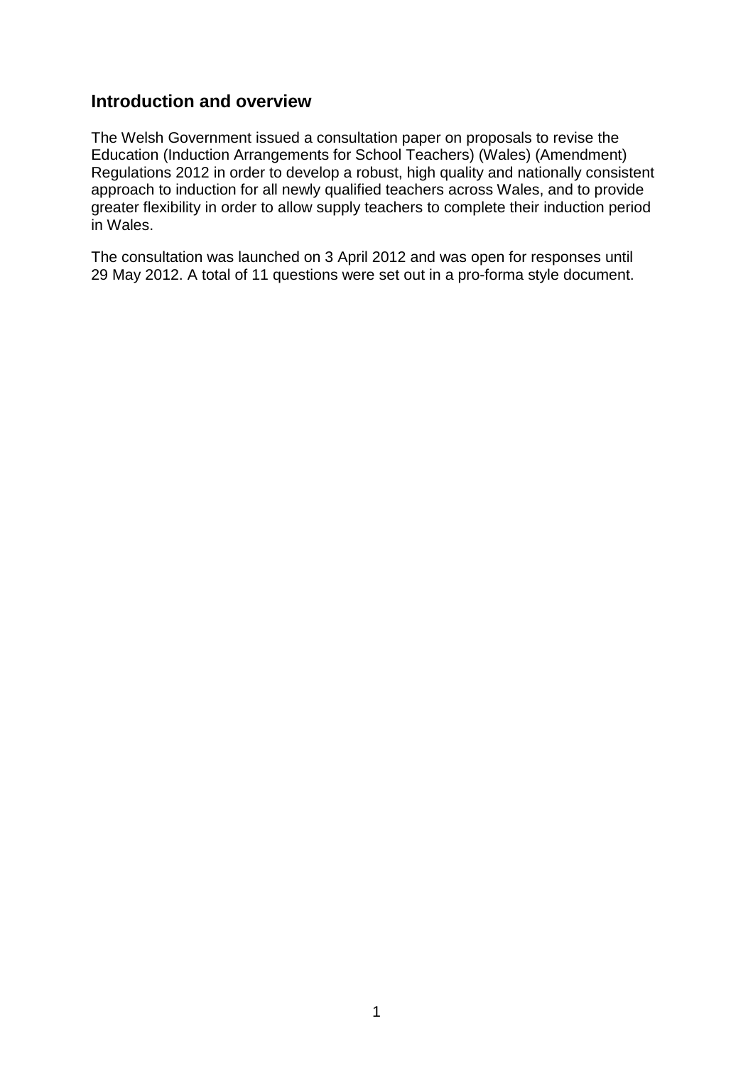## Introduction and overview

The Welsh Government issued a consultation paper on proposals to revise the Education (Induction Arrangements for School Teachers) (Wales) (Amendment) Regulations 2012 in order to develop a robust, high quality and nationally consistent approach to induction for all newly qualified teachers across Wales, and to provide greater flexibility in order to allow supply teachers to complete their induction period in Wales.

The consultation was launched on 3 April 2012 and was open for responses until 29 May 2012. A total of 11 questions were set out in a pro-forma style document.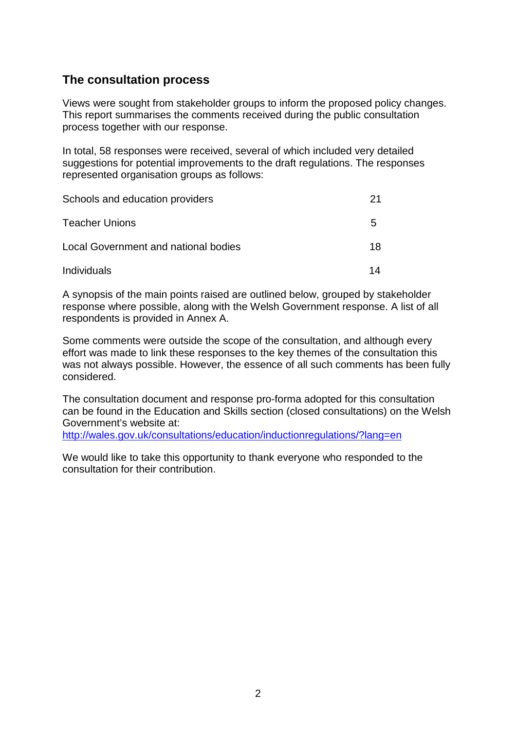## The consultation process

Views were sought from stakeholder groups to inform the proposed policy changes. This report summarises the comments received during the public consultation process together with our response.

In total, 58 responses were received, several of which included very detailed suggestions for potential improvements to the draft regulations. The responses represented organisation groups as follows:

| | |
|---|---|
| Schools and education providers | 21 |
| Teacher Unions | 5 |
| Local Government and national bodies | 18 |
| Individuals | 14 |

A synopsis of the main points raised are outlined below, grouped by stakeholder response where possible, along with the Welsh Government response. A list of all respondents is provided in Annex A.

Some comments were outside the scope of the consultation, and although every effort was made to link these responses to the key themes of the consultation this was not always possible. However, the essence of all such comments has been fully considered.

The consultation document and response pro-forma adopted for this consultation can be found in the Education and Skills section (closed consultations) on the Welsh Government's website at:
[http://wales.gov.uk/consultations/education/inductionregulations/?lang=en](http://wales.gov.uk/consultations/education/inductionregulations/?lang=en)

We would like to take this opportunity to thank everyone who responded to the consultation for their contribution.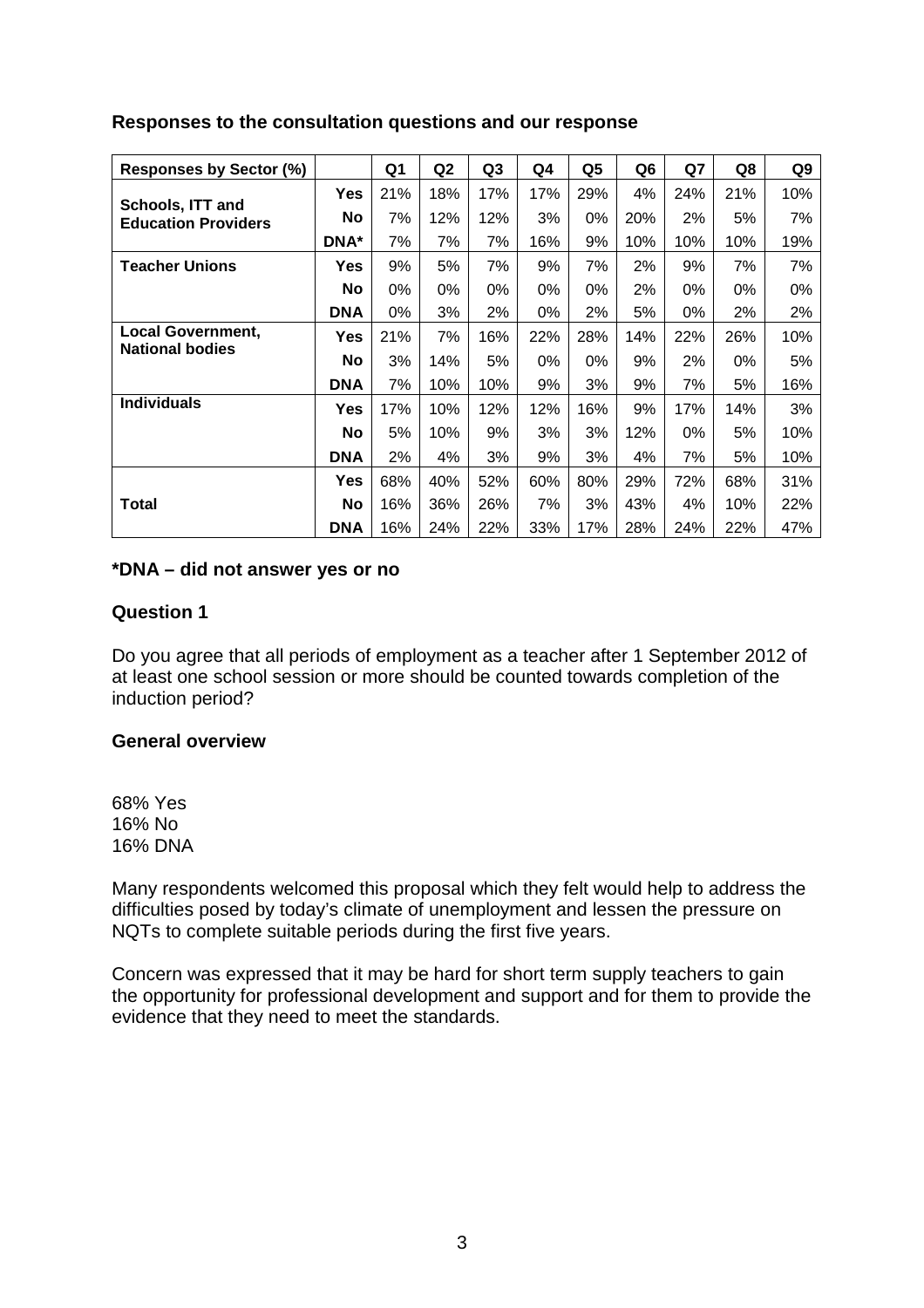### Responses to the consultation questions and our response

| Responses by Sector (%) | | Q1 | Q2 | Q3 | Q4 | Q5 | Q6 | Q7 | Q8 | Q9 |
|---|---|---|---|---|---|---|---|---|---|---|
| **Schools, ITT and Education Providers** | **Yes** | 21% | 18% | 17% | 17% | 29% | 4% | 24% | 21% | 10% |
| | **No** | 7% | 12% | 12% | 3% | 0% | 20% | 2% | 5% | 7% |
| | **DNA*** | 7% | 7% | 7% | 16% | 9% | 10% | 10% | 10% | 19% |
| **Teacher Unions** | **Yes** | 9% | 5% | 7% | 9% | 7% | 2% | 9% | 7% | 7% |
| | **No** | 0% | 0% | 0% | 0% | 0% | 2% | 0% | 0% | 0% |
| | **DNA** | 0% | 3% | 2% | 0% | 2% | 5% | 0% | 2% | 2% |
| **Local Government, National bodies** | **Yes** | 21% | 7% | 16% | 22% | 28% | 14% | 22% | 26% | 10% |
| | **No** | 3% | 14% | 5% | 0% | 0% | 9% | 2% | 0% | 5% |
| | **DNA** | 7% | 10% | 10% | 9% | 3% | 9% | 7% | 5% | 16% |
| **Individuals** | **Yes** | 17% | 10% | 12% | 12% | 16% | 9% | 17% | 14% | 3% |
| | **No** | 5% | 10% | 9% | 3% | 3% | 12% | 0% | 5% | 10% |
| | **DNA** | 2% | 4% | 3% | 9% | 3% | 4% | 7% | 5% | 10% |
| **Total** | **Yes** | 68% | 40% | 52% | 60% | 80% | 29% | 72% | 68% | 31% |
| | **No** | 16% | 36% | 26% | 7% | 3% | 43% | 4% | 10% | 22% |
| | **DNA** | 16% | 24% | 22% | 33% | 17% | 28% | 24% | 22% | 47% |

**\*DNA – did not answer yes or no**

### Question 1

Do you agree that all periods of employment as a teacher after 1 September 2012 of at least one school session or more should be counted towards completion of the induction period?

### General overview

68% Yes
16% No
16% DNA

Many respondents welcomed this proposal which they felt would help to address the difficulties posed by today's climate of unemployment and lessen the pressure on NQTs to complete suitable periods during the first five years.

Concern was expressed that it may be hard for short term supply teachers to gain the opportunity for professional development and support and for them to provide the evidence that they need to meet the standards.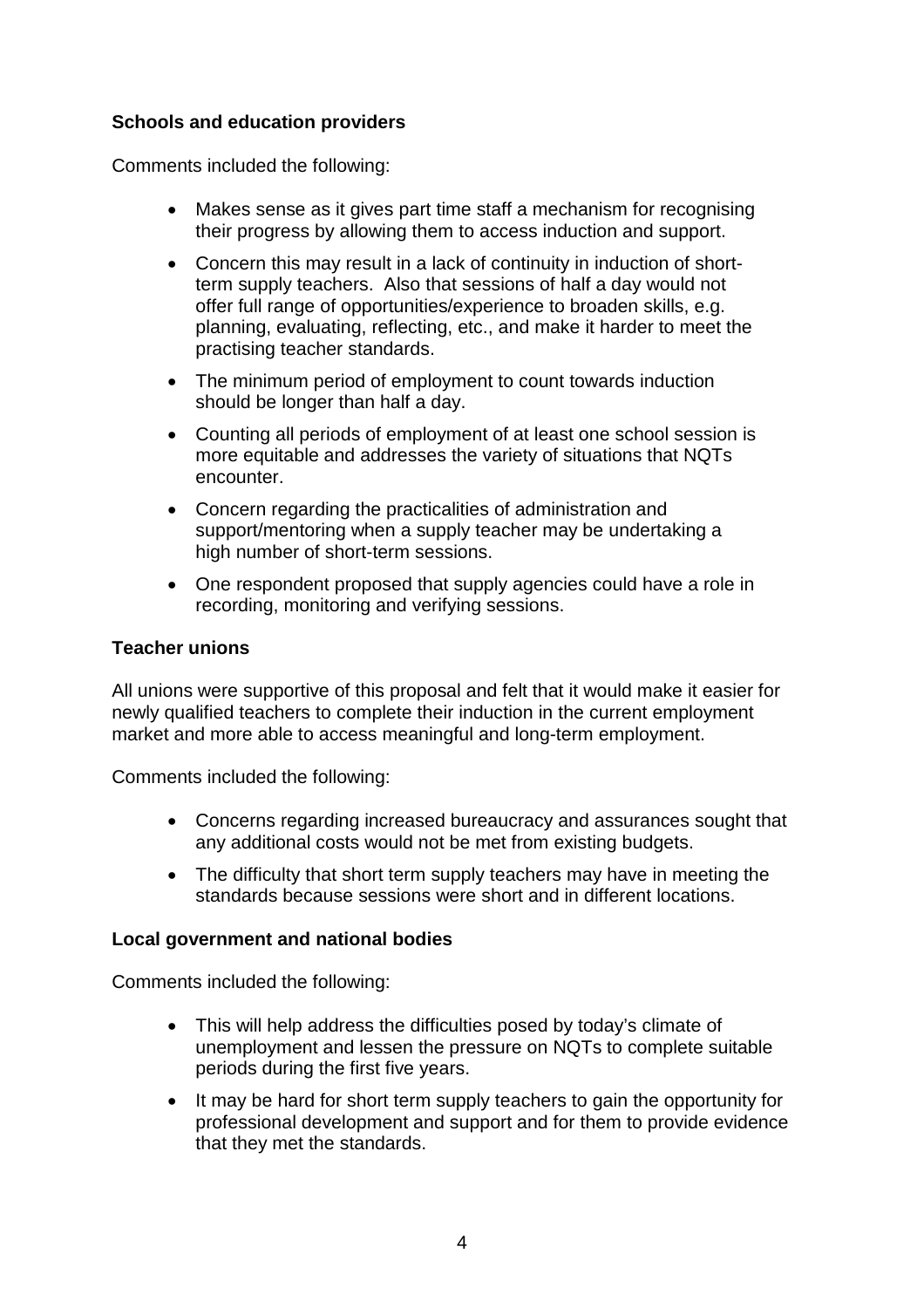**Schools and education providers**

Comments included the following:

- Makes sense as it gives part time staff a mechanism for recognising their progress by allowing them to access induction and support.
- Concern this may result in a lack of continuity in induction of short-term supply teachers. Also that sessions of half a day would not offer full range of opportunities/experience to broaden skills, e.g. planning, evaluating, reflecting, etc., and make it harder to meet the practising teacher standards.
- The minimum period of employment to count towards induction should be longer than half a day.
- Counting all periods of employment of at least one school session is more equitable and addresses the variety of situations that NQTs encounter.
- Concern regarding the practicalities of administration and support/mentoring when a supply teacher may be undertaking a high number of short-term sessions.
- One respondent proposed that supply agencies could have a role in recording, monitoring and verifying sessions.

**Teacher unions**

All unions were supportive of this proposal and felt that it would make it easier for newly qualified teachers to complete their induction in the current employment market and more able to access meaningful and long-term employment.

Comments included the following:

- Concerns regarding increased bureaucracy and assurances sought that any additional costs would not be met from existing budgets.
- The difficulty that short term supply teachers may have in meeting the standards because sessions were short and in different locations.

**Local government and national bodies**

Comments included the following:

- This will help address the difficulties posed by today's climate of unemployment and lessen the pressure on NQTs to complete suitable periods during the first five years.
- It may be hard for short term supply teachers to gain the opportunity for professional development and support and for them to provide evidence that they met the standards.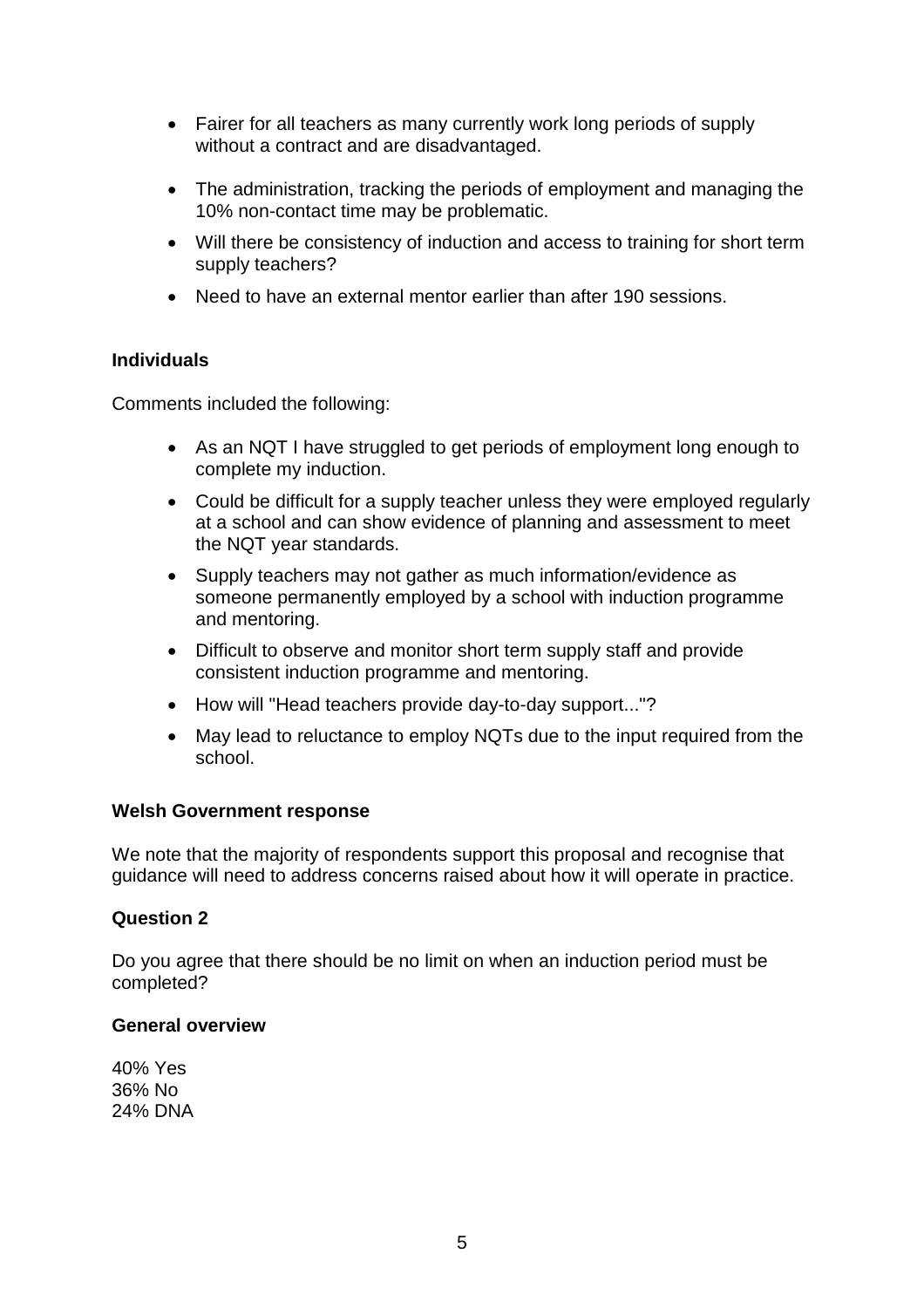- Fairer for all teachers as many currently work long periods of supply without a contract and are disadvantaged.
- The administration, tracking the periods of employment and managing the 10% non-contact time may be problematic.
- Will there be consistency of induction and access to training for short term supply teachers?
- Need to have an external mentor earlier than after 190 sessions.

**Individuals**

Comments included the following:

- As an NQT I have struggled to get periods of employment long enough to complete my induction.
- Could be difficult for a supply teacher unless they were employed regularly at a school and can show evidence of planning and assessment to meet the NQT year standards.
- Supply teachers may not gather as much information/evidence as someone permanently employed by a school with induction programme and mentoring.
- Difficult to observe and monitor short term supply staff and provide consistent induction programme and mentoring.
- How will "Head teachers provide day-to-day support..."?
- May lead to reluctance to employ NQTs due to the input required from the school.

**Welsh Government response**

We note that the majority of respondents support this proposal and recognise that guidance will need to address concerns raised about how it will operate in practice.

**Question 2**

Do you agree that there should be no limit on when an induction period must be completed?

**General overview**

40% Yes
36% No
24% DNA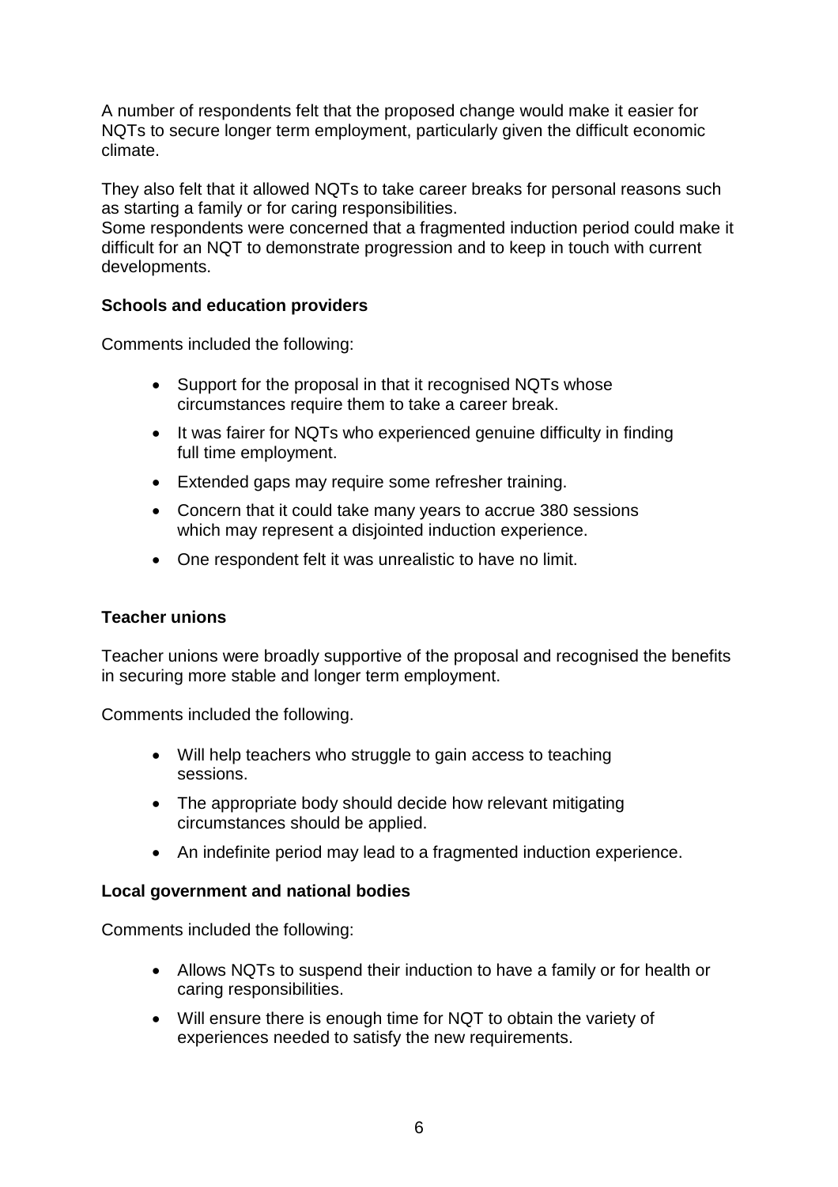A number of respondents felt that the proposed change would make it easier for NQTs to secure longer term employment, particularly given the difficult economic climate.

They also felt that it allowed NQTs to take career breaks for personal reasons such as starting a family or for caring responsibilities.
Some respondents were concerned that a fragmented induction period could make it difficult for an NQT to demonstrate progression and to keep in touch with current developments.

**Schools and education providers**

Comments included the following:

- Support for the proposal in that it recognised NQTs whose circumstances require them to take a career break.
- It was fairer for NQTs who experienced genuine difficulty in finding full time employment.
- Extended gaps may require some refresher training.
- Concern that it could take many years to accrue 380 sessions which may represent a disjointed induction experience.
- One respondent felt it was unrealistic to have no limit.

**Teacher unions**

Teacher unions were broadly supportive of the proposal and recognised the benefits in securing more stable and longer term employment.

Comments included the following.

- Will help teachers who struggle to gain access to teaching sessions.
- The appropriate body should decide how relevant mitigating circumstances should be applied.
- An indefinite period may lead to a fragmented induction experience.

**Local government and national bodies**

Comments included the following:

- Allows NQTs to suspend their induction to have a family or for health or caring responsibilities.
- Will ensure there is enough time for NQT to obtain the variety of experiences needed to satisfy the new requirements.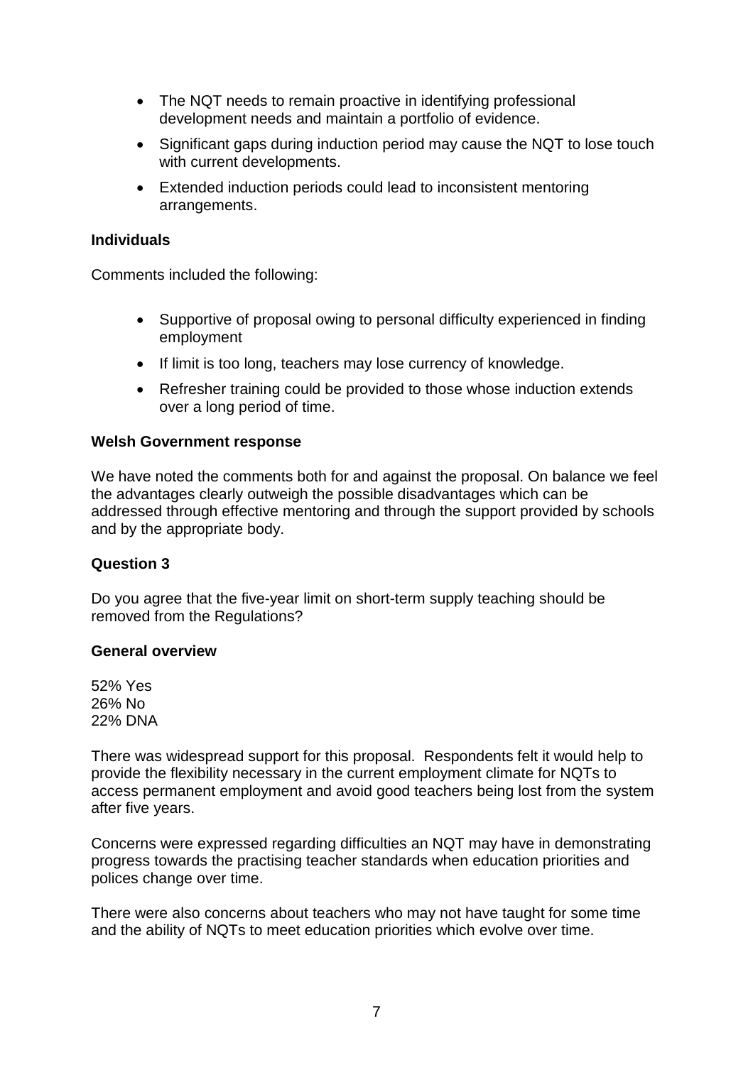- The NQT needs to remain proactive in identifying professional development needs and maintain a portfolio of evidence.
- Significant gaps during induction period may cause the NQT to lose touch with current developments.
- Extended induction periods could lead to inconsistent mentoring arrangements.

**Individuals**

Comments included the following:

- Supportive of proposal owing to personal difficulty experienced in finding employment
- If limit is too long, teachers may lose currency of knowledge.
- Refresher training could be provided to those whose induction extends over a long period of time.

**Welsh Government response**

We have noted the comments both for and against the proposal. On balance we feel the advantages clearly outweigh the possible disadvantages which can be addressed through effective mentoring and through the support provided by schools and by the appropriate body.

**Question 3**

Do you agree that the five-year limit on short-term supply teaching should be removed from the Regulations?

**General overview**

52% Yes
26% No
22% DNA

There was widespread support for this proposal. Respondents felt it would help to provide the flexibility necessary in the current employment climate for NQTs to access permanent employment and avoid good teachers being lost from the system after five years.

Concerns were expressed regarding difficulties an NQT may have in demonstrating progress towards the practising teacher standards when education priorities and polices change over time.

There were also concerns about teachers who may not have taught for some time and the ability of NQTs to meet education priorities which evolve over time.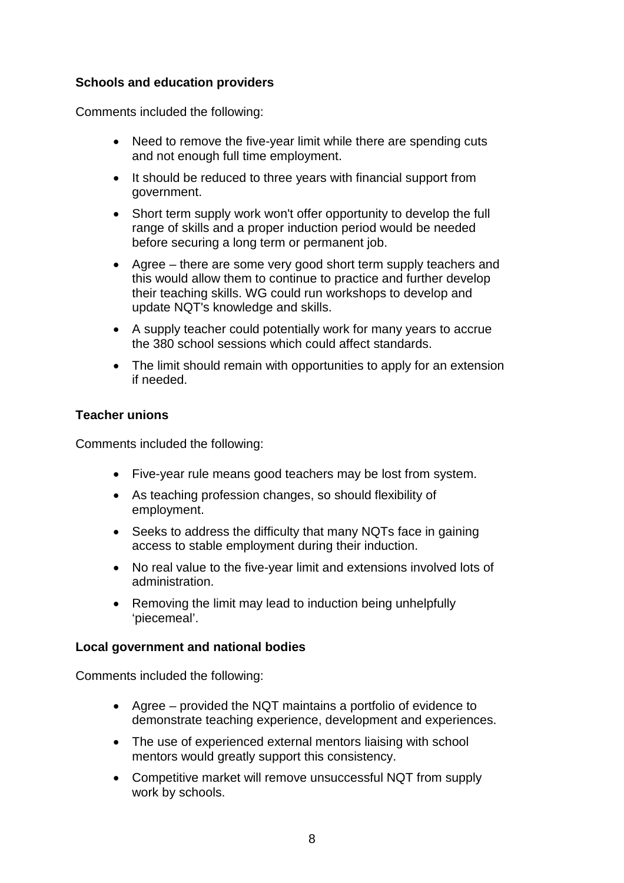**Schools and education providers**

Comments included the following:

- Need to remove the five-year limit while there are spending cuts and not enough full time employment.
- It should be reduced to three years with financial support from government.
- Short term supply work won't offer opportunity to develop the full range of skills and a proper induction period would be needed before securing a long term or permanent job.
- Agree – there are some very good short term supply teachers and this would allow them to continue to practice and further develop their teaching skills. WG could run workshops to develop and update NQT's knowledge and skills.
- A supply teacher could potentially work for many years to accrue the 380 school sessions which could affect standards.
- The limit should remain with opportunities to apply for an extension if needed.

**Teacher unions**

Comments included the following:

- Five-year rule means good teachers may be lost from system.
- As teaching profession changes, so should flexibility of employment.
- Seeks to address the difficulty that many NQTs face in gaining access to stable employment during their induction.
- No real value to the five-year limit and extensions involved lots of administration.
- Removing the limit may lead to induction being unhelpfully 'piecemeal'.

**Local government and national bodies**

Comments included the following:

- Agree – provided the NQT maintains a portfolio of evidence to demonstrate teaching experience, development and experiences.
- The use of experienced external mentors liaising with school mentors would greatly support this consistency.
- Competitive market will remove unsuccessful NQT from supply work by schools.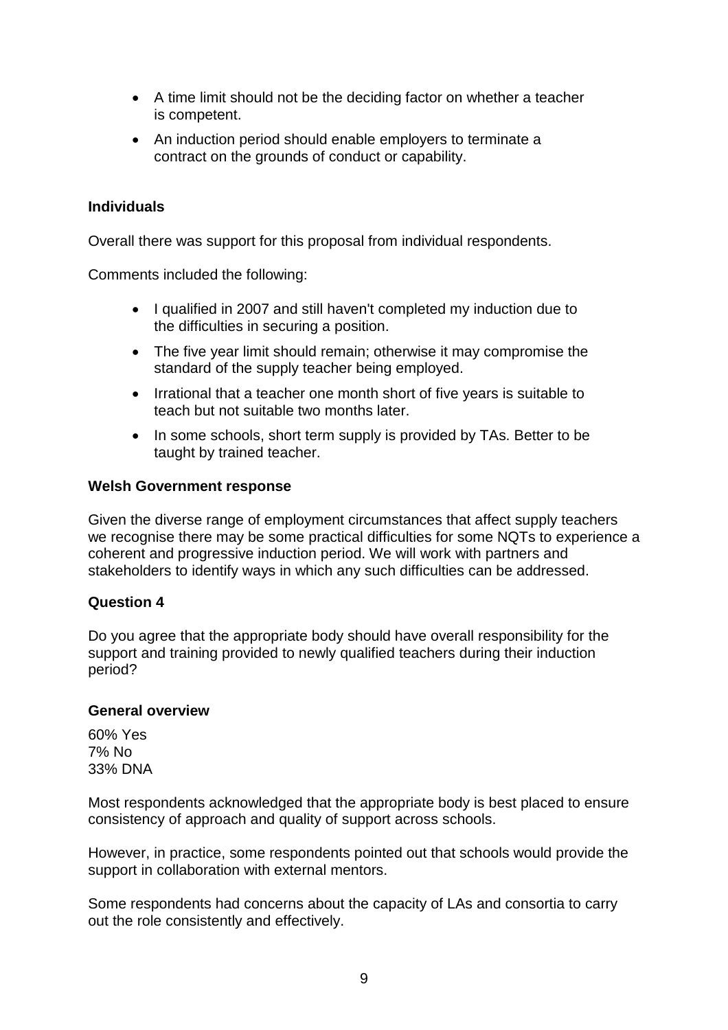- A time limit should not be the deciding factor on whether a teacher is competent.
- An induction period should enable employers to terminate a contract on the grounds of conduct or capability.

**Individuals**

Overall there was support for this proposal from individual respondents.

Comments included the following:

- I qualified in 2007 and still haven't completed my induction due to the difficulties in securing a position.
- The five year limit should remain; otherwise it may compromise the standard of the supply teacher being employed.
- Irrational that a teacher one month short of five years is suitable to teach but not suitable two months later.
- In some schools, short term supply is provided by TAs. Better to be taught by trained teacher.

**Welsh Government response**

Given the diverse range of employment circumstances that affect supply teachers we recognise there may be some practical difficulties for some NQTs to experience a coherent and progressive induction period. We will work with partners and stakeholders to identify ways in which any such difficulties can be addressed.

**Question 4**

Do you agree that the appropriate body should have overall responsibility for the support and training provided to newly qualified teachers during their induction period?

**General overview**

60% Yes
7% No
33% DNA

Most respondents acknowledged that the appropriate body is best placed to ensure consistency of approach and quality of support across schools.

However, in practice, some respondents pointed out that schools would provide the support in collaboration with external mentors.

Some respondents had concerns about the capacity of LAs and consortia to carry out the role consistently and effectively.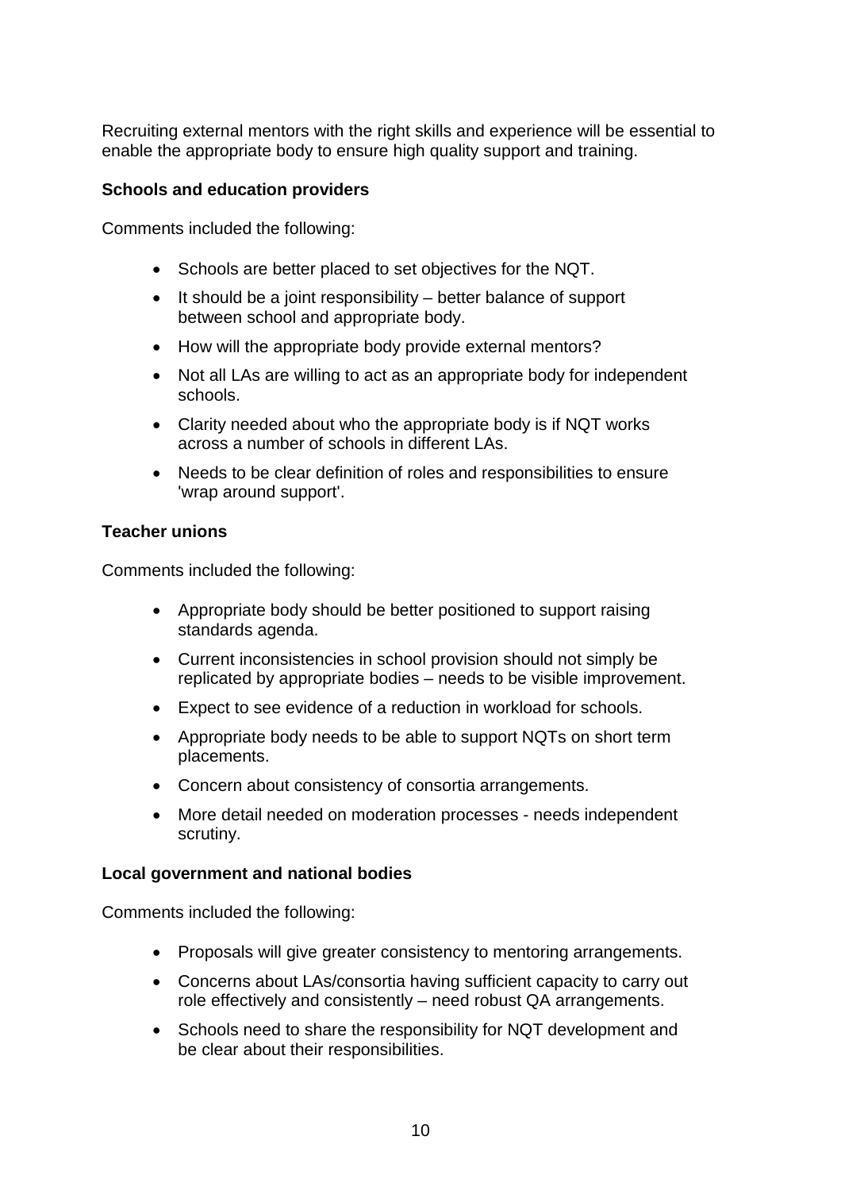Recruiting external mentors with the right skills and experience will be essential to enable the appropriate body to ensure high quality support and training.

**Schools and education providers**

Comments included the following:

- Schools are better placed to set objectives for the NQT.
- It should be a joint responsibility – better balance of support between school and appropriate body.
- How will the appropriate body provide external mentors?
- Not all LAs are willing to act as an appropriate body for independent schools.
- Clarity needed about who the appropriate body is if NQT works across a number of schools in different LAs.
- Needs to be clear definition of roles and responsibilities to ensure 'wrap around support'.

**Teacher unions**

Comments included the following:

- Appropriate body should be better positioned to support raising standards agenda.
- Current inconsistencies in school provision should not simply be replicated by appropriate bodies – needs to be visible improvement.
- Expect to see evidence of a reduction in workload for schools.
- Appropriate body needs to be able to support NQTs on short term placements.
- Concern about consistency of consortia arrangements.
- More detail needed on moderation processes - needs independent scrutiny.

**Local government and national bodies**

Comments included the following:

- Proposals will give greater consistency to mentoring arrangements.
- Concerns about LAs/consortia having sufficient capacity to carry out role effectively and consistently – need robust QA arrangements.
- Schools need to share the responsibility for NQT development and be clear about their responsibilities.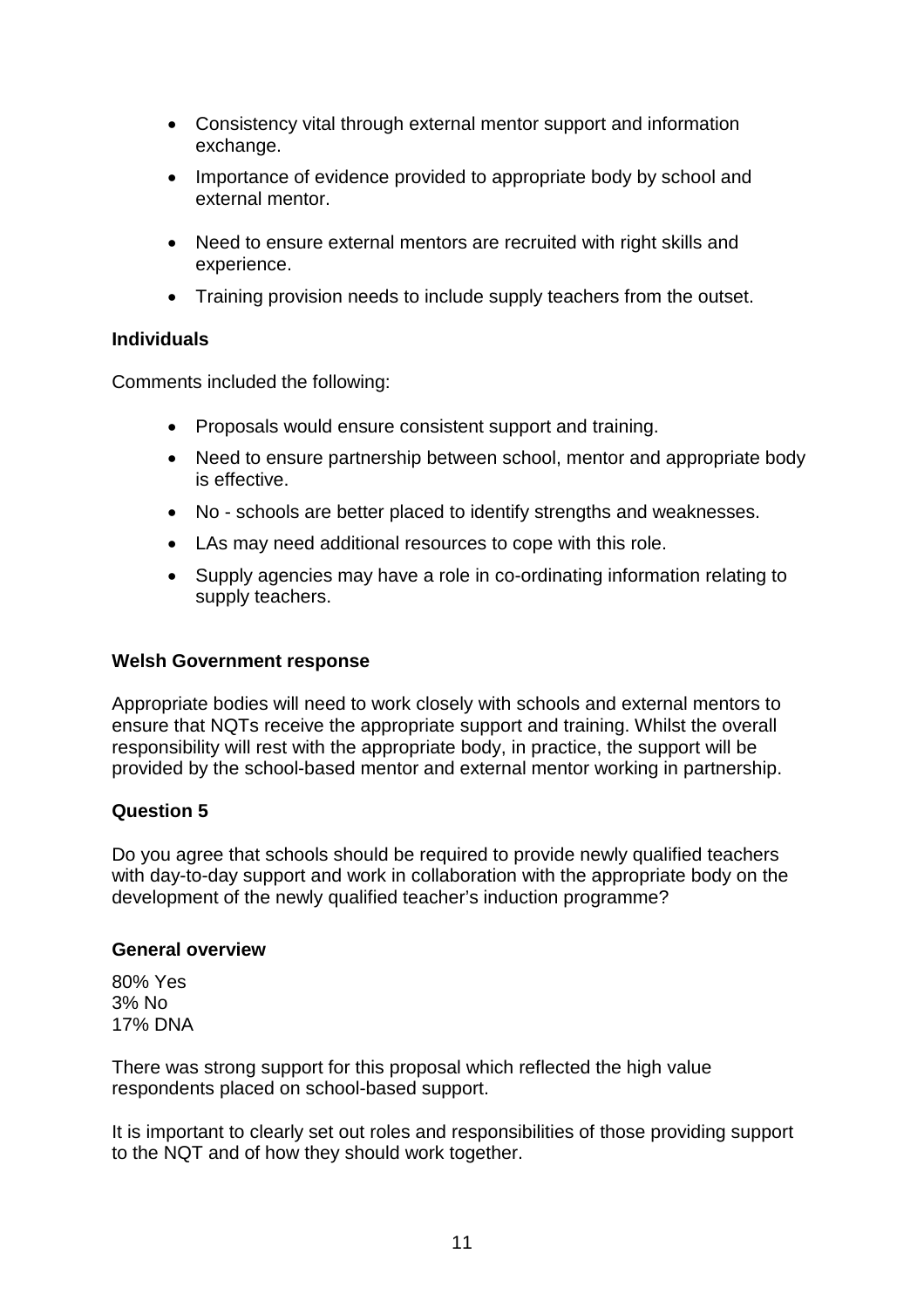- Consistency vital through external mentor support and information exchange.
- Importance of evidence provided to appropriate body by school and external mentor.
- Need to ensure external mentors are recruited with right skills and experience.
- Training provision needs to include supply teachers from the outset.

**Individuals**

Comments included the following:

- Proposals would ensure consistent support and training.
- Need to ensure partnership between school, mentor and appropriate body is effective.
- No - schools are better placed to identify strengths and weaknesses.
- LAs may need additional resources to cope with this role.
- Supply agencies may have a role in co-ordinating information relating to supply teachers.

**Welsh Government response**

Appropriate bodies will need to work closely with schools and external mentors to ensure that NQTs receive the appropriate support and training. Whilst the overall responsibility will rest with the appropriate body, in practice, the support will be provided by the school-based mentor and external mentor working in partnership.

**Question 5**

Do you agree that schools should be required to provide newly qualified teachers with day-to-day support and work in collaboration with the appropriate body on the development of the newly qualified teacher's induction programme?

**General overview**

80% Yes
3% No
17% DNA

There was strong support for this proposal which reflected the high value respondents placed on school-based support.

It is important to clearly set out roles and responsibilities of those providing support to the NQT and of how they should work together.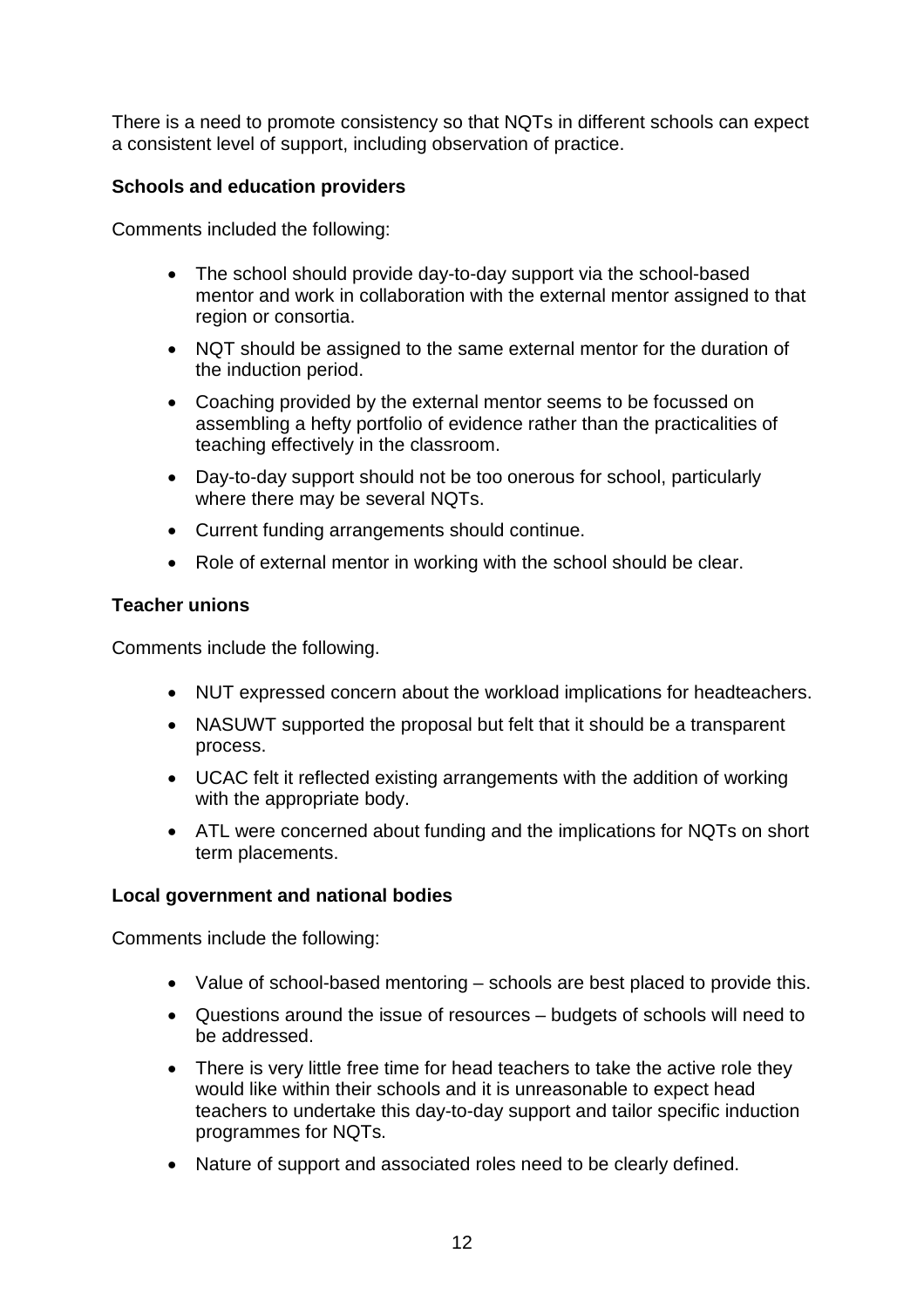There is a need to promote consistency so that NQTs in different schools can expect a consistent level of support, including observation of practice.

**Schools and education providers**

Comments included the following:

- The school should provide day-to-day support via the school-based mentor and work in collaboration with the external mentor assigned to that region or consortia.
- NQT should be assigned to the same external mentor for the duration of the induction period.
- Coaching provided by the external mentor seems to be focussed on assembling a hefty portfolio of evidence rather than the practicalities of teaching effectively in the classroom.
- Day-to-day support should not be too onerous for school, particularly where there may be several NQTs.
- Current funding arrangements should continue.
- Role of external mentor in working with the school should be clear.

**Teacher unions**

Comments include the following.

- NUT expressed concern about the workload implications for headteachers.
- NASUWT supported the proposal but felt that it should be a transparent process.
- UCAC felt it reflected existing arrangements with the addition of working with the appropriate body.
- ATL were concerned about funding and the implications for NQTs on short term placements.

**Local government and national bodies**

Comments include the following:

- Value of school-based mentoring – schools are best placed to provide this.
- Questions around the issue of resources – budgets of schools will need to be addressed.
- There is very little free time for head teachers to take the active role they would like within their schools and it is unreasonable to expect head teachers to undertake this day-to-day support and tailor specific induction programmes for NQTs.
- Nature of support and associated roles need to be clearly defined.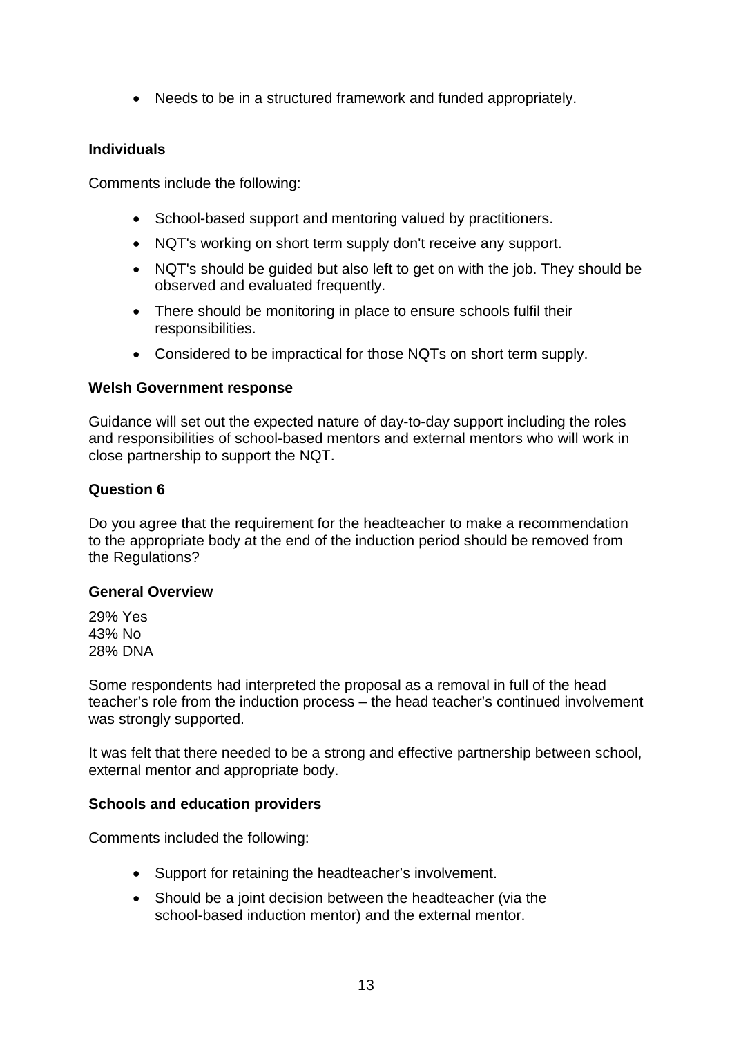- Needs to be in a structured framework and funded appropriately.

**Individuals**

Comments include the following:

- School-based support and mentoring valued by practitioners.
- NQT's working on short term supply don't receive any support.
- NQT's should be guided but also left to get on with the job. They should be observed and evaluated frequently.
- There should be monitoring in place to ensure schools fulfil their responsibilities.
- Considered to be impractical for those NQTs on short term supply.

**Welsh Government response**

Guidance will set out the expected nature of day-to-day support including the roles and responsibilities of school-based mentors and external mentors who will work in close partnership to support the NQT.

**Question 6**

Do you agree that the requirement for the headteacher to make a recommendation to the appropriate body at the end of the induction period should be removed from the Regulations?

**General Overview**

29% Yes
43% No
28% DNA

Some respondents had interpreted the proposal as a removal in full of the head teacher's role from the induction process – the head teacher's continued involvement was strongly supported.

It was felt that there needed to be a strong and effective partnership between school, external mentor and appropriate body.

**Schools and education providers**

Comments included the following:

- Support for retaining the headteacher's involvement.
- Should be a joint decision between the headteacher (via the school-based induction mentor) and the external mentor.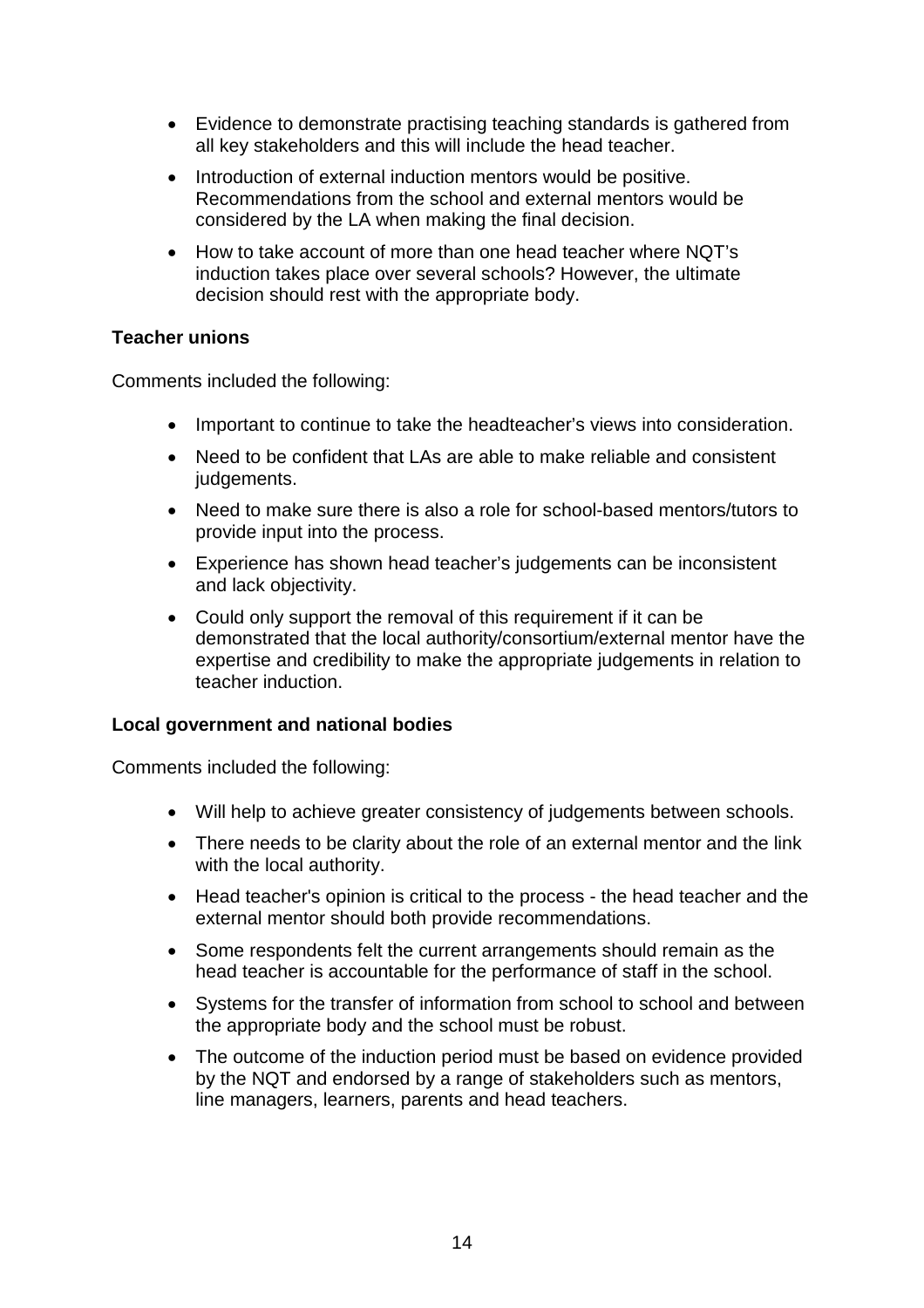- Evidence to demonstrate practising teaching standards is gathered from all key stakeholders and this will include the head teacher.
- Introduction of external induction mentors would be positive. Recommendations from the school and external mentors would be considered by the LA when making the final decision.
- How to take account of more than one head teacher where NQT's induction takes place over several schools? However, the ultimate decision should rest with the appropriate body.

**Teacher unions**

Comments included the following:

- Important to continue to take the headteacher's views into consideration.
- Need to be confident that LAs are able to make reliable and consistent judgements.
- Need to make sure there is also a role for school-based mentors/tutors to provide input into the process.
- Experience has shown head teacher's judgements can be inconsistent and lack objectivity.
- Could only support the removal of this requirement if it can be demonstrated that the local authority/consortium/external mentor have the expertise and credibility to make the appropriate judgements in relation to teacher induction.

**Local government and national bodies**

Comments included the following:

- Will help to achieve greater consistency of judgements between schools.
- There needs to be clarity about the role of an external mentor and the link with the local authority.
- Head teacher's opinion is critical to the process - the head teacher and the external mentor should both provide recommendations.
- Some respondents felt the current arrangements should remain as the head teacher is accountable for the performance of staff in the school.
- Systems for the transfer of information from school to school and between the appropriate body and the school must be robust.
- The outcome of the induction period must be based on evidence provided by the NQT and endorsed by a range of stakeholders such as mentors, line managers, learners, parents and head teachers.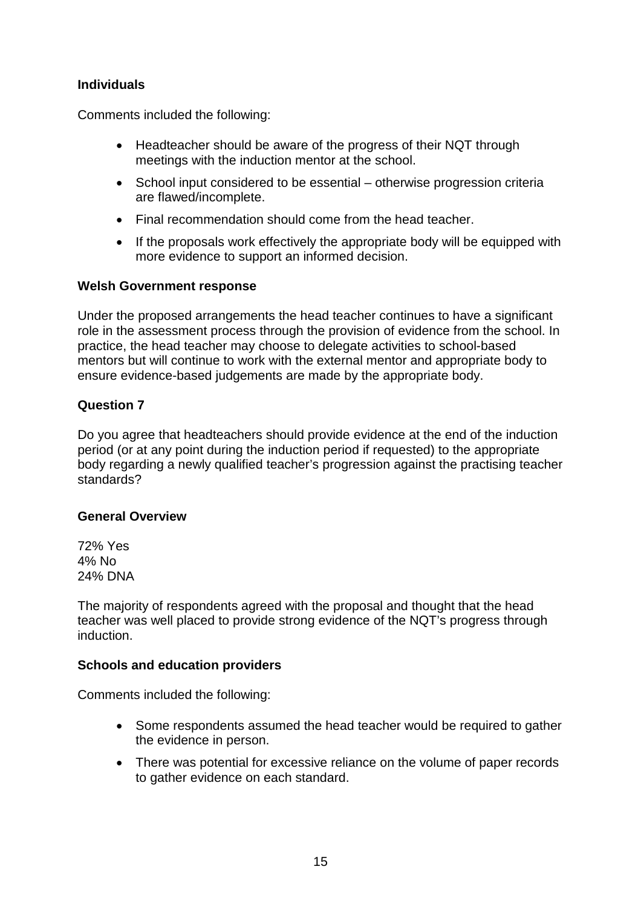**Individuals**

Comments included the following:

- Headteacher should be aware of the progress of their NQT through meetings with the induction mentor at the school.
- School input considered to be essential – otherwise progression criteria are flawed/incomplete.
- Final recommendation should come from the head teacher.
- If the proposals work effectively the appropriate body will be equipped with more evidence to support an informed decision.

**Welsh Government response**

Under the proposed arrangements the head teacher continues to have a significant role in the assessment process through the provision of evidence from the school. In practice, the head teacher may choose to delegate activities to school-based mentors but will continue to work with the external mentor and appropriate body to ensure evidence-based judgements are made by the appropriate body.

**Question 7**

Do you agree that headteachers should provide evidence at the end of the induction period (or at any point during the induction period if requested) to the appropriate body regarding a newly qualified teacher's progression against the practising teacher standards?

**General Overview**

72% Yes
4% No
24% DNA

The majority of respondents agreed with the proposal and thought that the head teacher was well placed to provide strong evidence of the NQT's progress through induction.

**Schools and education providers**

Comments included the following:

- Some respondents assumed the head teacher would be required to gather the evidence in person.
- There was potential for excessive reliance on the volume of paper records to gather evidence on each standard.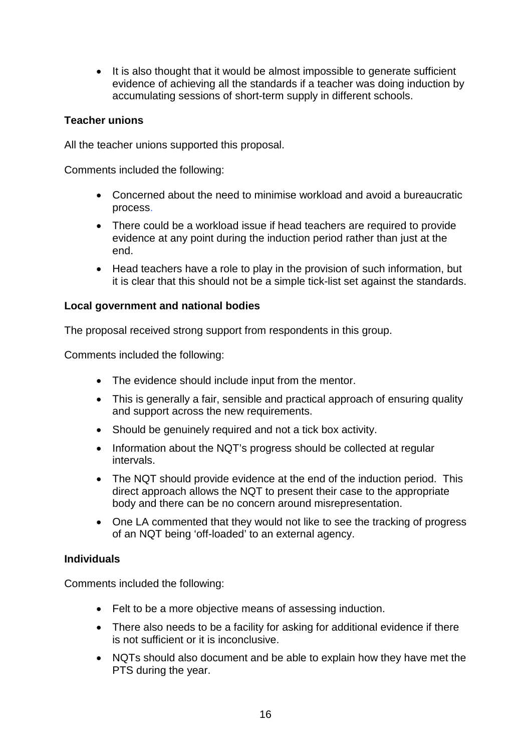- It is also thought that it would be almost impossible to generate sufficient evidence of achieving all the standards if a teacher was doing induction by accumulating sessions of short-term supply in different schools.

**Teacher unions**

All the teacher unions supported this proposal.

Comments included the following:

- Concerned about the need to minimise workload and avoid a bureaucratic process.
- There could be a workload issue if head teachers are required to provide evidence at any point during the induction period rather than just at the end.
- Head teachers have a role to play in the provision of such information, but it is clear that this should not be a simple tick-list set against the standards.

**Local government and national bodies**

The proposal received strong support from respondents in this group.

Comments included the following:

- The evidence should include input from the mentor.
- This is generally a fair, sensible and practical approach of ensuring quality and support across the new requirements.
- Should be genuinely required and not a tick box activity.
- Information about the NQT's progress should be collected at regular intervals.
- The NQT should provide evidence at the end of the induction period. This direct approach allows the NQT to present their case to the appropriate body and there can be no concern around misrepresentation.
- One LA commented that they would not like to see the tracking of progress of an NQT being 'off-loaded' to an external agency.

**Individuals**

Comments included the following:

- Felt to be a more objective means of assessing induction.
- There also needs to be a facility for asking for additional evidence if there is not sufficient or it is inconclusive.
- NQTs should also document and be able to explain how they have met the PTS during the year.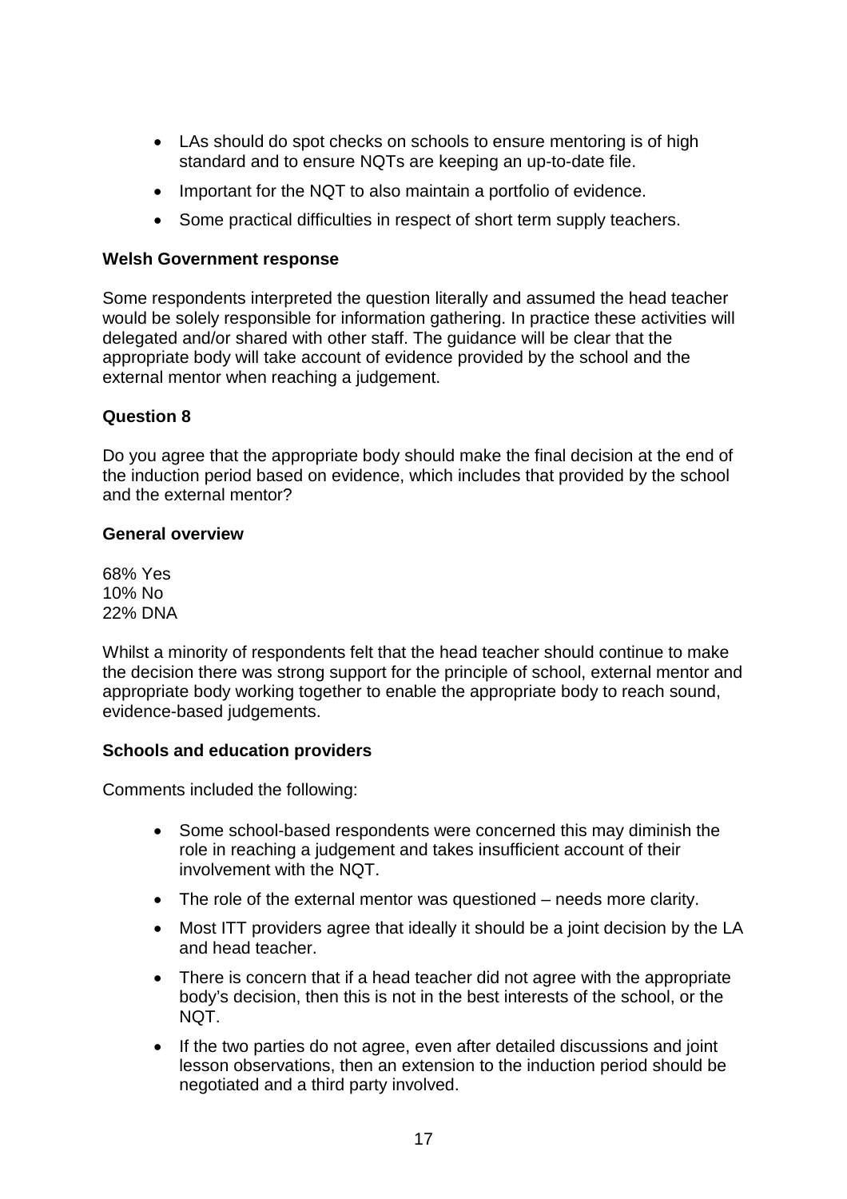- LAs should do spot checks on schools to ensure mentoring is of high standard and to ensure NQTs are keeping an up-to-date file.
- Important for the NQT to also maintain a portfolio of evidence.
- Some practical difficulties in respect of short term supply teachers.

**Welsh Government response**

Some respondents interpreted the question literally and assumed the head teacher would be solely responsible for information gathering. In practice these activities will delegated and/or shared with other staff. The guidance will be clear that the appropriate body will take account of evidence provided by the school and the external mentor when reaching a judgement.

**Question 8**

Do you agree that the appropriate body should make the final decision at the end of the induction period based on evidence, which includes that provided by the school and the external mentor?

**General overview**

68% Yes
10% No
22% DNA

Whilst a minority of respondents felt that the head teacher should continue to make the decision there was strong support for the principle of school, external mentor and appropriate body working together to enable the appropriate body to reach sound, evidence-based judgements.

**Schools and education providers**

Comments included the following:

- Some school-based respondents were concerned this may diminish the role in reaching a judgement and takes insufficient account of their involvement with the NQT.
- The role of the external mentor was questioned – needs more clarity.
- Most ITT providers agree that ideally it should be a joint decision by the LA and head teacher.
- There is concern that if a head teacher did not agree with the appropriate body's decision, then this is not in the best interests of the school, or the NQT.
- If the two parties do not agree, even after detailed discussions and joint lesson observations, then an extension to the induction period should be negotiated and a third party involved.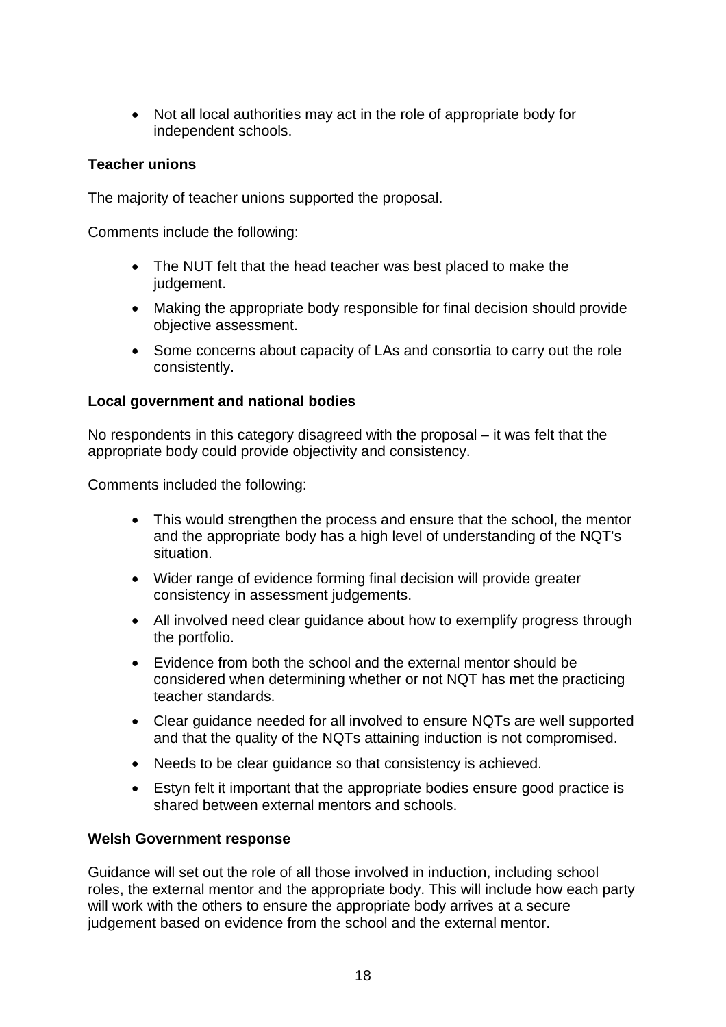- Not all local authorities may act in the role of appropriate body for independent schools.

**Teacher unions**

The majority of teacher unions supported the proposal.

Comments include the following:

- The NUT felt that the head teacher was best placed to make the judgement.
- Making the appropriate body responsible for final decision should provide objective assessment.
- Some concerns about capacity of LAs and consortia to carry out the role consistently.

**Local government and national bodies**

No respondents in this category disagreed with the proposal – it was felt that the appropriate body could provide objectivity and consistency.

Comments included the following:

- This would strengthen the process and ensure that the school, the mentor and the appropriate body has a high level of understanding of the NQT's situation.
- Wider range of evidence forming final decision will provide greater consistency in assessment judgements.
- All involved need clear guidance about how to exemplify progress through the portfolio.
- Evidence from both the school and the external mentor should be considered when determining whether or not NQT has met the practicing teacher standards.
- Clear guidance needed for all involved to ensure NQTs are well supported and that the quality of the NQTs attaining induction is not compromised.
- Needs to be clear guidance so that consistency is achieved.
- Estyn felt it important that the appropriate bodies ensure good practice is shared between external mentors and schools.

**Welsh Government response**

Guidance will set out the role of all those involved in induction, including school roles, the external mentor and the appropriate body. This will include how each party will work with the others to ensure the appropriate body arrives at a secure judgement based on evidence from the school and the external mentor.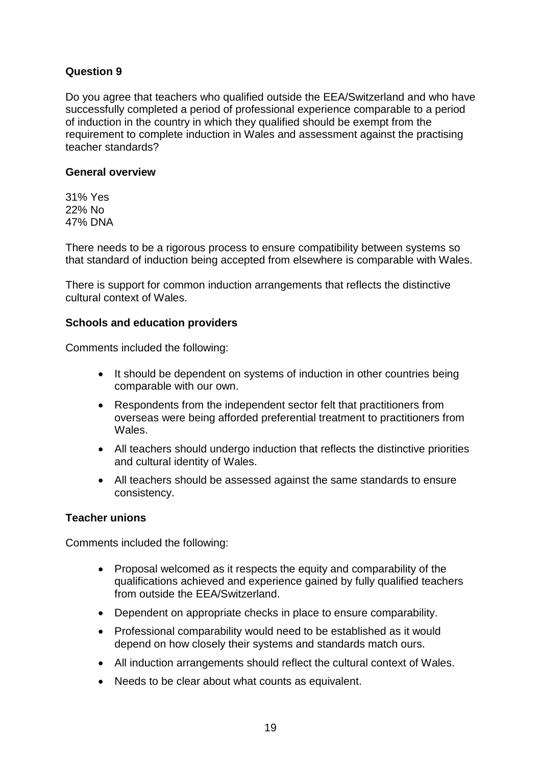### Question 9

Do you agree that teachers who qualified outside the EEA/Switzerland and who have successfully completed a period of professional experience comparable to a period of induction in the country in which they qualified should be exempt from the requirement to complete induction in Wales and assessment against the practising teacher standards?

#### General overview

31% Yes
22% No
47% DNA

There needs to be a rigorous process to ensure compatibility between systems so that standard of induction being accepted from elsewhere is comparable with Wales.

There is support for common induction arrangements that reflects the distinctive cultural context of Wales.

#### Schools and education providers

Comments included the following:

- It should be dependent on systems of induction in other countries being comparable with our own.
- Respondents from the independent sector felt that practitioners from overseas were being afforded preferential treatment to practitioners from Wales.
- All teachers should undergo induction that reflects the distinctive priorities and cultural identity of Wales.
- All teachers should be assessed against the same standards to ensure consistency.

#### Teacher unions

Comments included the following:

- Proposal welcomed as it respects the equity and comparability of the qualifications achieved and experience gained by fully qualified teachers from outside the EEA/Switzerland.
- Dependent on appropriate checks in place to ensure comparability.
- Professional comparability would need to be established as it would depend on how closely their systems and standards match ours.
- All induction arrangements should reflect the cultural context of Wales.
- Needs to be clear about what counts as equivalent.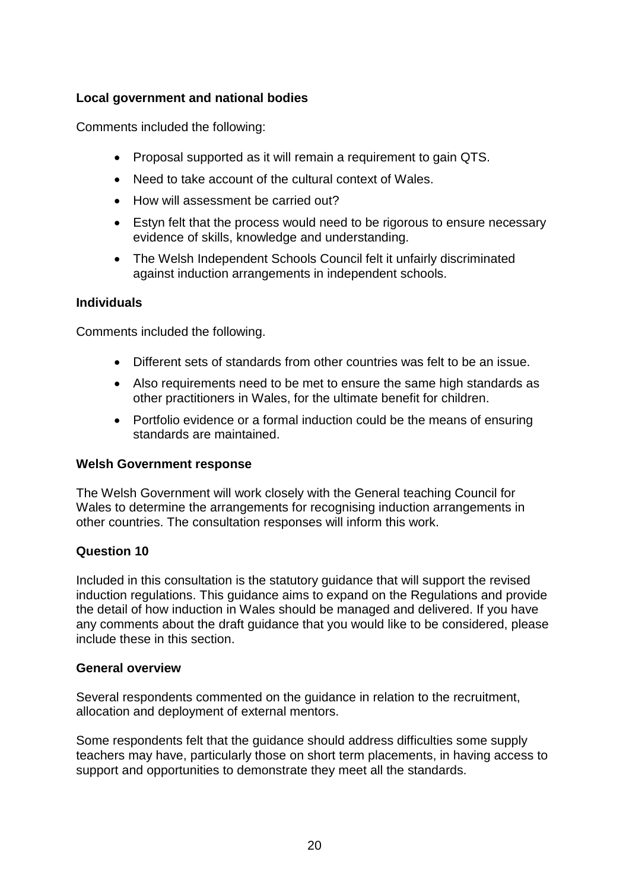**Local government and national bodies**

Comments included the following:

- Proposal supported as it will remain a requirement to gain QTS.
- Need to take account of the cultural context of Wales.
- How will assessment be carried out?
- Estyn felt that the process would need to be rigorous to ensure necessary evidence of skills, knowledge and understanding.
- The Welsh Independent Schools Council felt it unfairly discriminated against induction arrangements in independent schools.

**Individuals**

Comments included the following.

- Different sets of standards from other countries was felt to be an issue.
- Also requirements need to be met to ensure the same high standards as other practitioners in Wales, for the ultimate benefit for children.
- Portfolio evidence or a formal induction could be the means of ensuring standards are maintained.

**Welsh Government response**

The Welsh Government will work closely with the General teaching Council for Wales to determine the arrangements for recognising induction arrangements in other countries. The consultation responses will inform this work.

**Question 10**

Included in this consultation is the statutory guidance that will support the revised induction regulations. This guidance aims to expand on the Regulations and provide the detail of how induction in Wales should be managed and delivered. If you have any comments about the draft guidance that you would like to be considered, please include these in this section.

**General overview**

Several respondents commented on the guidance in relation to the recruitment, allocation and deployment of external mentors.

Some respondents felt that the guidance should address difficulties some supply teachers may have, particularly those on short term placements, in having access to support and opportunities to demonstrate they meet all the standards.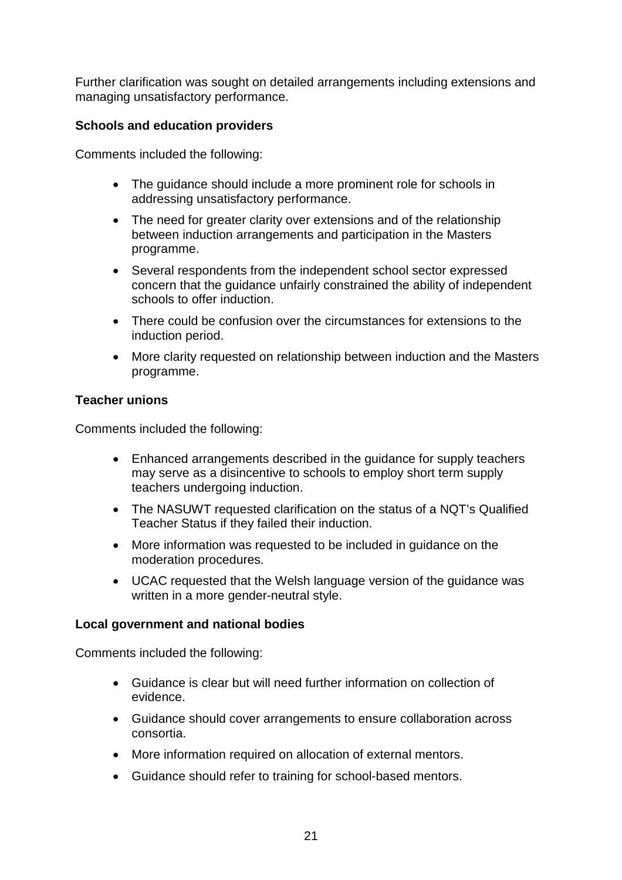Further clarification was sought on detailed arrangements including extensions and managing unsatisfactory performance.

**Schools and education providers**

Comments included the following:

- The guidance should include a more prominent role for schools in addressing unsatisfactory performance.
- The need for greater clarity over extensions and of the relationship between induction arrangements and participation in the Masters programme.
- Several respondents from the independent school sector expressed concern that the guidance unfairly constrained the ability of independent schools to offer induction.
- There could be confusion over the circumstances for extensions to the induction period.
- More clarity requested on relationship between induction and the Masters programme.

**Teacher unions**

Comments included the following:

- Enhanced arrangements described in the guidance for supply teachers may serve as a disincentive to schools to employ short term supply teachers undergoing induction.
- The NASUWT requested clarification on the status of a NQT's Qualified Teacher Status if they failed their induction.
- More information was requested to be included in guidance on the moderation procedures.
- UCAC requested that the Welsh language version of the guidance was written in a more gender-neutral style.

**Local government and national bodies**

Comments included the following:

- Guidance is clear but will need further information on collection of evidence.
- Guidance should cover arrangements to ensure collaboration across consortia.
- More information required on allocation of external mentors.
- Guidance should refer to training for school-based mentors.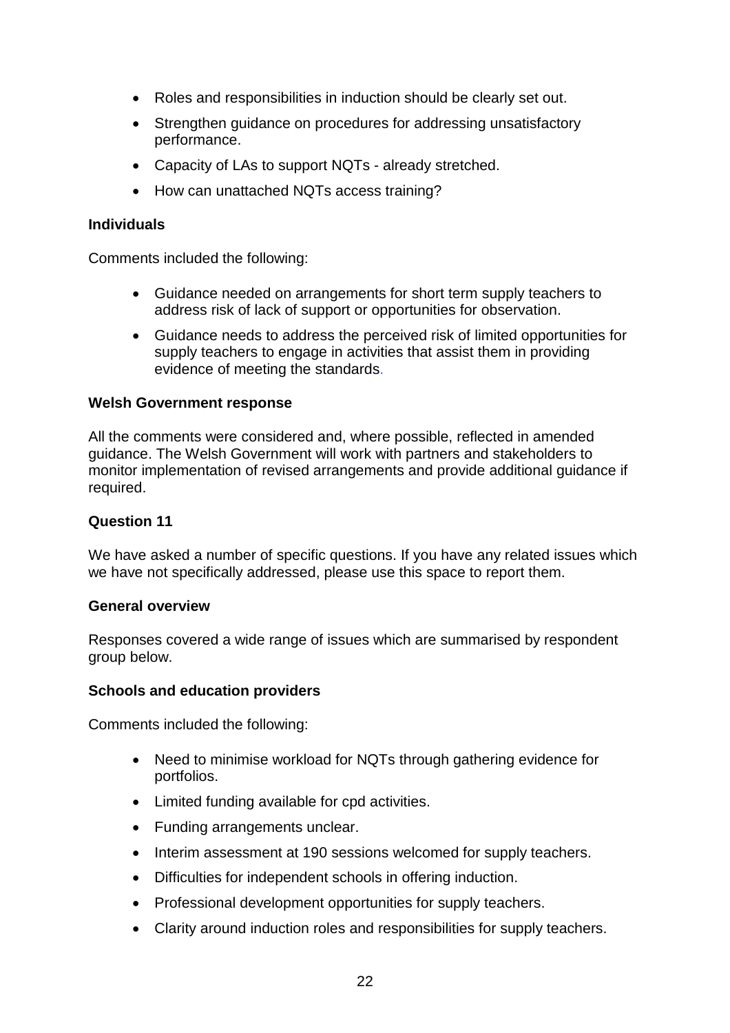- Roles and responsibilities in induction should be clearly set out.
- Strengthen guidance on procedures for addressing unsatisfactory performance.
- Capacity of LAs to support NQTs - already stretched.
- How can unattached NQTs access training?

**Individuals**

Comments included the following:

- Guidance needed on arrangements for short term supply teachers to address risk of lack of support or opportunities for observation.
- Guidance needs to address the perceived risk of limited opportunities for supply teachers to engage in activities that assist them in providing evidence of meeting the standards.

**Welsh Government response**

All the comments were considered and, where possible, reflected in amended guidance. The Welsh Government will work with partners and stakeholders to monitor implementation of revised arrangements and provide additional guidance if required.

**Question 11**

We have asked a number of specific questions. If you have any related issues which we have not specifically addressed, please use this space to report them.

**General overview**

Responses covered a wide range of issues which are summarised by respondent group below.

**Schools and education providers**

Comments included the following:

- Need to minimise workload for NQTs through gathering evidence for portfolios.
- Limited funding available for cpd activities.
- Funding arrangements unclear.
- Interim assessment at 190 sessions welcomed for supply teachers.
- Difficulties for independent schools in offering induction.
- Professional development opportunities for supply teachers.
- Clarity around induction roles and responsibilities for supply teachers.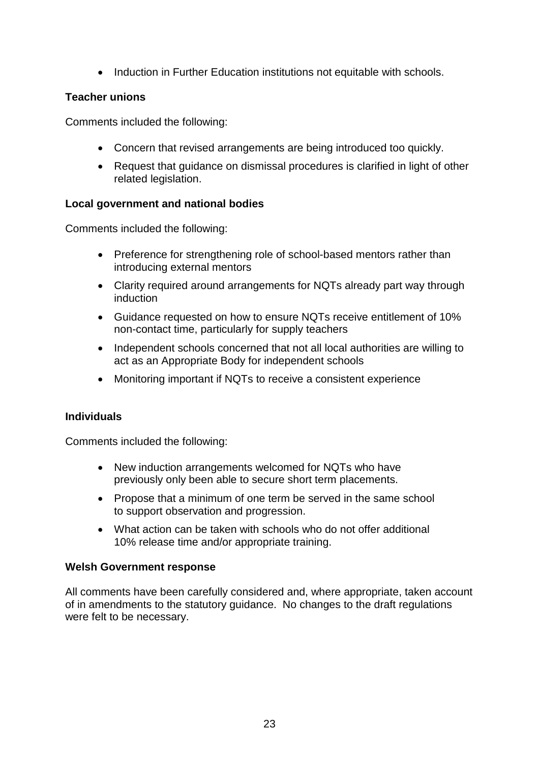- Induction in Further Education institutions not equitable with schools.

**Teacher unions**

Comments included the following:

- Concern that revised arrangements are being introduced too quickly.
- Request that guidance on dismissal procedures is clarified in light of other related legislation.

**Local government and national bodies**

Comments included the following:

- Preference for strengthening role of school-based mentors rather than introducing external mentors
- Clarity required around arrangements for NQTs already part way through induction
- Guidance requested on how to ensure NQTs receive entitlement of 10% non-contact time, particularly for supply teachers
- Independent schools concerned that not all local authorities are willing to act as an Appropriate Body for independent schools
- Monitoring important if NQTs to receive a consistent experience

**Individuals**

Comments included the following:

- New induction arrangements welcomed for NQTs who have previously only been able to secure short term placements.
- Propose that a minimum of one term be served in the same school to support observation and progression.
- What action can be taken with schools who do not offer additional 10% release time and/or appropriate training.

**Welsh Government response**

All comments have been carefully considered and, where appropriate, taken account of in amendments to the statutory guidance. No changes to the draft regulations were felt to be necessary.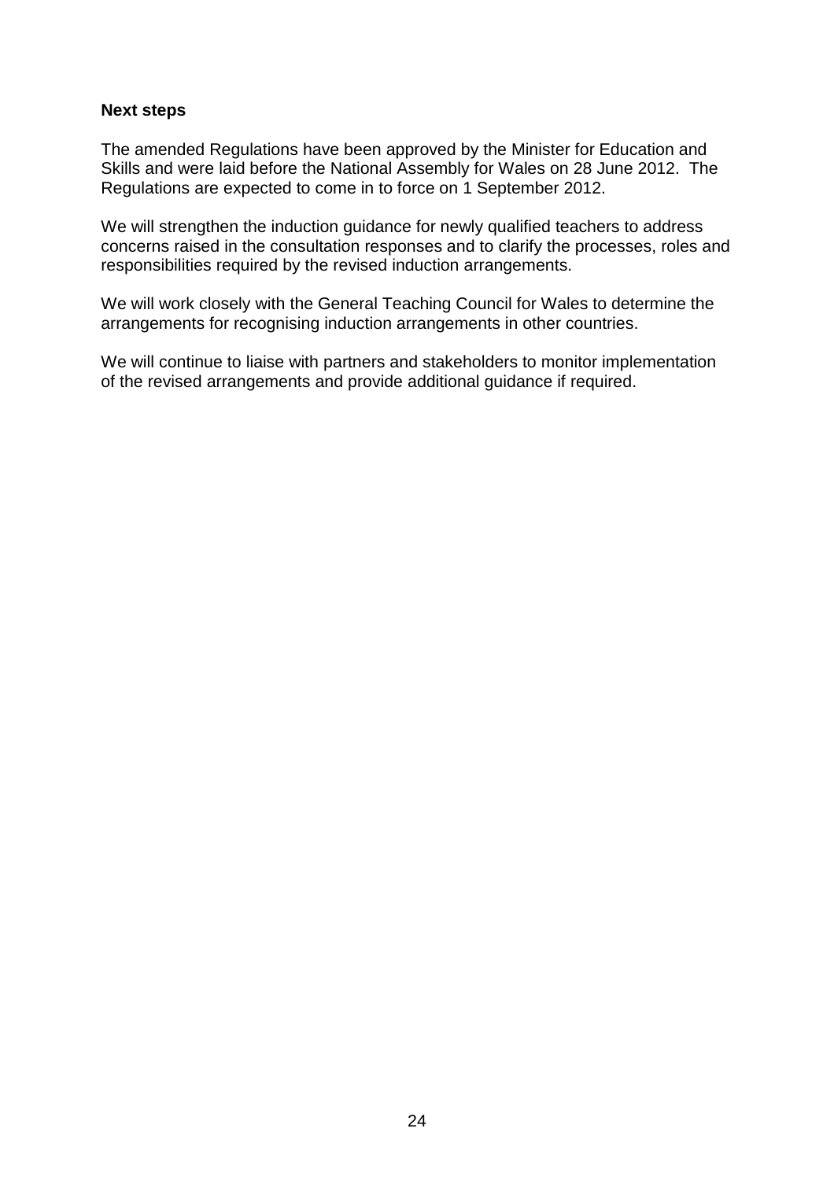**Next steps**

The amended Regulations have been approved by the Minister for Education and Skills and were laid before the National Assembly for Wales on 28 June 2012. The Regulations are expected to come in to force on 1 September 2012.

We will strengthen the induction guidance for newly qualified teachers to address concerns raised in the consultation responses and to clarify the processes, roles and responsibilities required by the revised induction arrangements.

We will work closely with the General Teaching Council for Wales to determine the arrangements for recognising induction arrangements in other countries.

We will continue to liaise with partners and stakeholders to monitor implementation of the revised arrangements and provide additional guidance if required.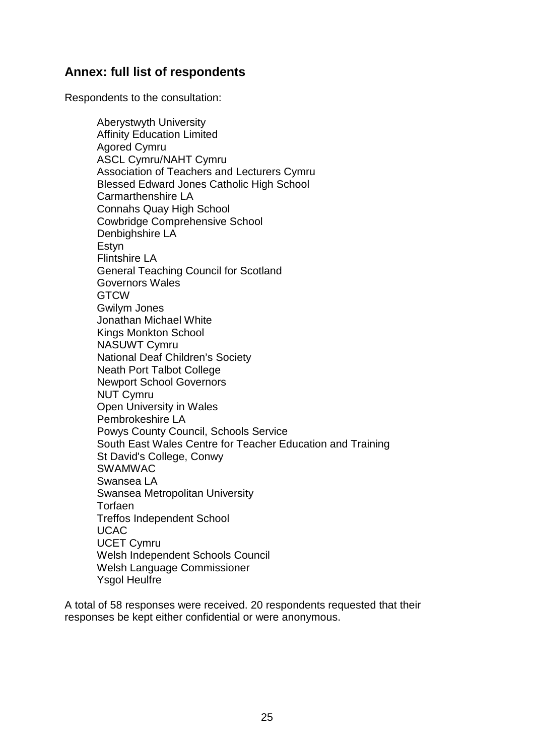## Annex: full list of respondents

Respondents to the consultation:

Aberystwyth University
Affinity Education Limited
Agored Cymru
ASCL Cymru/NAHT Cymru
Association of Teachers and Lecturers Cymru
Blessed Edward Jones Catholic High School
Carmarthenshire LA
Connahs Quay High School
Cowbridge Comprehensive School
Denbighshire LA
Estyn
Flintshire LA
General Teaching Council for Scotland
Governors Wales
GTCW
Gwilym Jones
Jonathan Michael White
Kings Monkton School
NASUWT Cymru
National Deaf Children's Society
Neath Port Talbot College
Newport School Governors
NUT Cymru
Open University in Wales
Pembrokeshire LA
Powys County Council, Schools Service
South East Wales Centre for Teacher Education and Training
St David's College, Conwy
SWAMWAC
Swansea LA
Swansea Metropolitan University
Torfaen
Treffos Independent School
UCAC
UCET Cymru
Welsh Independent Schools Council
Welsh Language Commissioner
Ysgol Heulfre

A total of 58 responses were received. 20 respondents requested that their responses be kept either confidential or were anonymous.